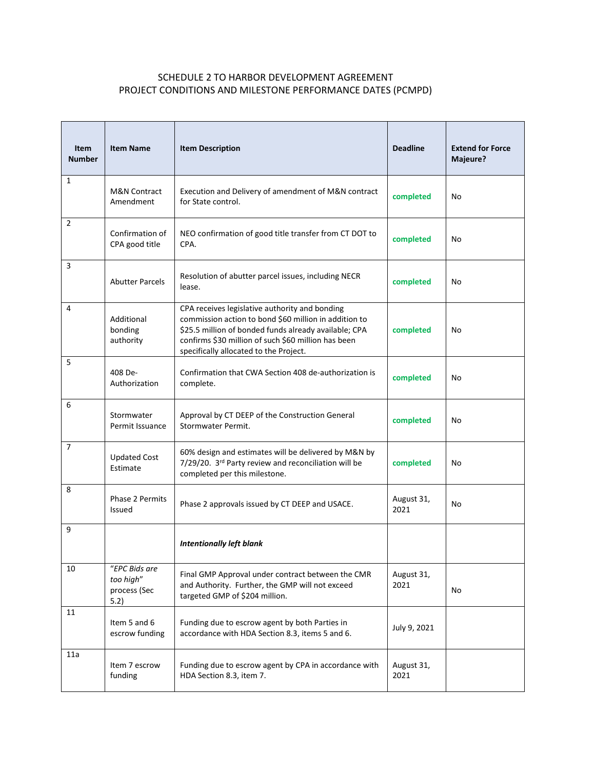SCHEDULE 2 TO HARBOR DEVELOPMENT AGREEMENT
PROJECT CONDITIONS AND MILESTONE PERFORMANCE DATES (PCMPD)

| Item Number | Item Name | Item Description | Deadline | Extend for Force Majeure? |
|---|---|---|---|---|
| 1 | M&N Contract Amendment | Execution and Delivery of amendment of M&N contract for State control. | completed | No |
| 2 | Confirmation of CPA good title | NEO confirmation of good title transfer from CT DOT to CPA. | completed | No |
| 3 | Abutter Parcels | Resolution of abutter parcel issues, including NECR lease. | completed | No |
| 4 | Additional bonding authority | CPA receives legislative authority and bonding commission action to bond $60 million in addition to $25.5 million of bonded funds already available; CPA confirms $30 million of such $60 million has been specifically allocated to the Project. | completed | No |
| 5 | 408 De-Authorization | Confirmation that CWA Section 408 de-authorization is complete. | completed | No |
| 6 | Stormwater Permit Issuance | Approval by CT DEEP of the Construction General Stormwater Permit. | completed | No |
| 7 | Updated Cost Estimate | 60% design and estimates will be delivered by M&N by 7/29/20. 3rd Party review and reconciliation will be completed per this milestone. | completed | No |
| 8 | Phase 2 Permits Issued | Phase 2 approvals issued by CT DEEP and USACE. | August 31, 2021 | No |
| 9 | | ***Intentionally left blank*** | | |
| 10 | *"EPC Bids are too high"* process (Sec 5.2) | Final GMP Approval under contract between the CMR and Authority. Further, the GMP will not exceed targeted GMP of $204 million. | August 31, 2021 | No |
| 11 | Item 5 and 6 escrow funding | Funding due to escrow agent by both Parties in accordance with HDA Section 8.3, items 5 and 6. | July 9, 2021 | |
| 11a | Item 7 escrow funding | Funding due to escrow agent by CPA in accordance with HDA Section 8.3, item 7. | August 31, 2021 | |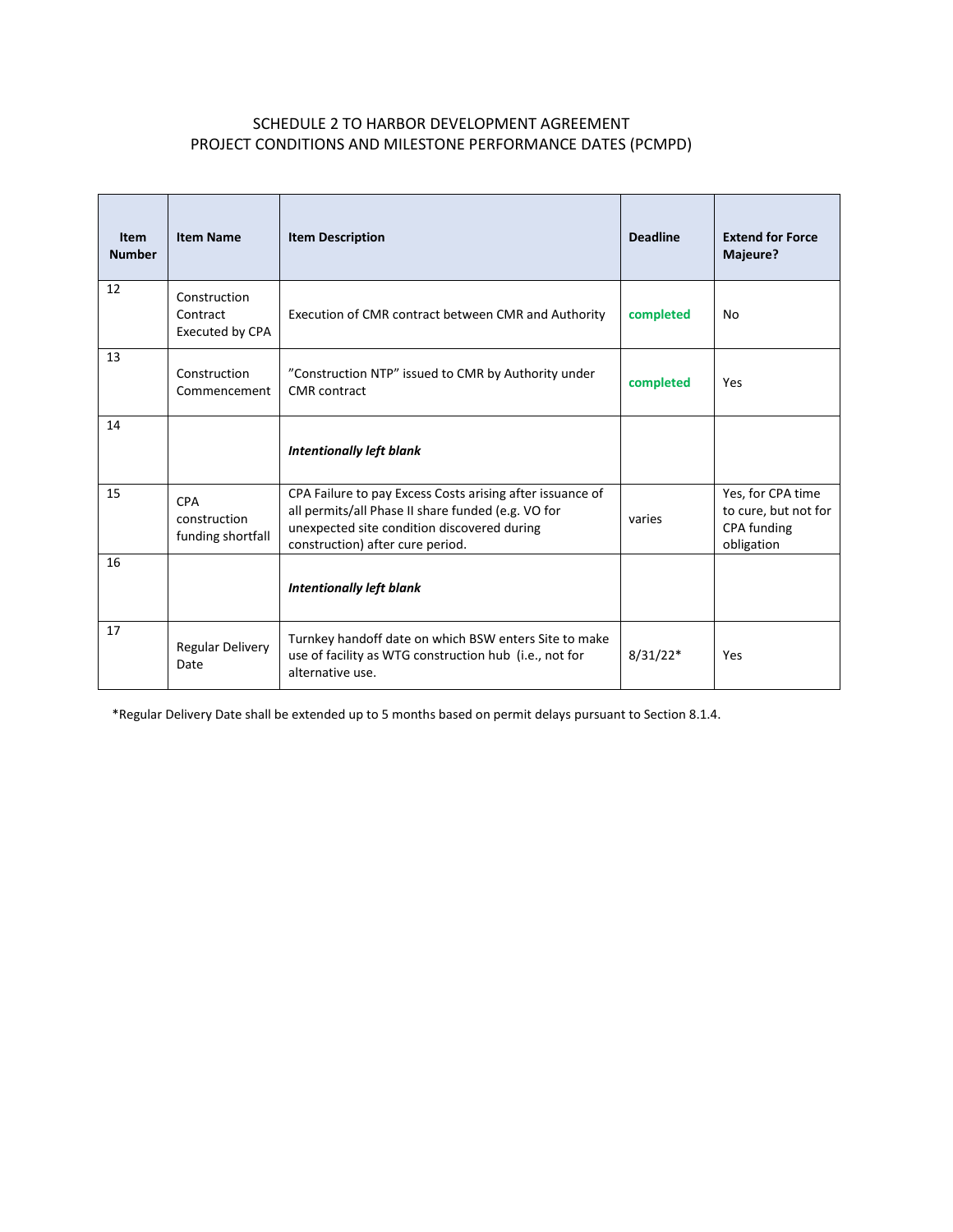SCHEDULE 2 TO HARBOR DEVELOPMENT AGREEMENT
PROJECT CONDITIONS AND MILESTONE PERFORMANCE DATES (PCMPD)

| Item Number | Item Name | Item Description | Deadline | Extend for Force Majeure? |
|---|---|---|---|---|
| 12 | Construction Contract Executed by CPA | Execution of CMR contract between CMR and Authority | **completed** | No |
| 13 | Construction Commencement | "Construction NTP" issued to CMR by Authority under CMR contract | **completed** | Yes |
| 14 | | ***Intentionally left blank*** | | |
| 15 | CPA construction funding shortfall | CPA Failure to pay Excess Costs arising after issuance of all permits/all Phase II share funded (e.g. VO for unexpected site condition discovered during construction) after cure period. | varies | Yes, for CPA time to cure, but not for CPA funding obligation |
| 16 | | ***Intentionally left blank*** | | |
| 17 | Regular Delivery Date | Turnkey handoff date on which BSW enters Site to make use of facility as WTG construction hub (i.e., not for alternative use. | 8/31/22* | Yes |

*Regular Delivery Date shall be extended up to 5 months based on permit delays pursuant to Section 8.1.4.